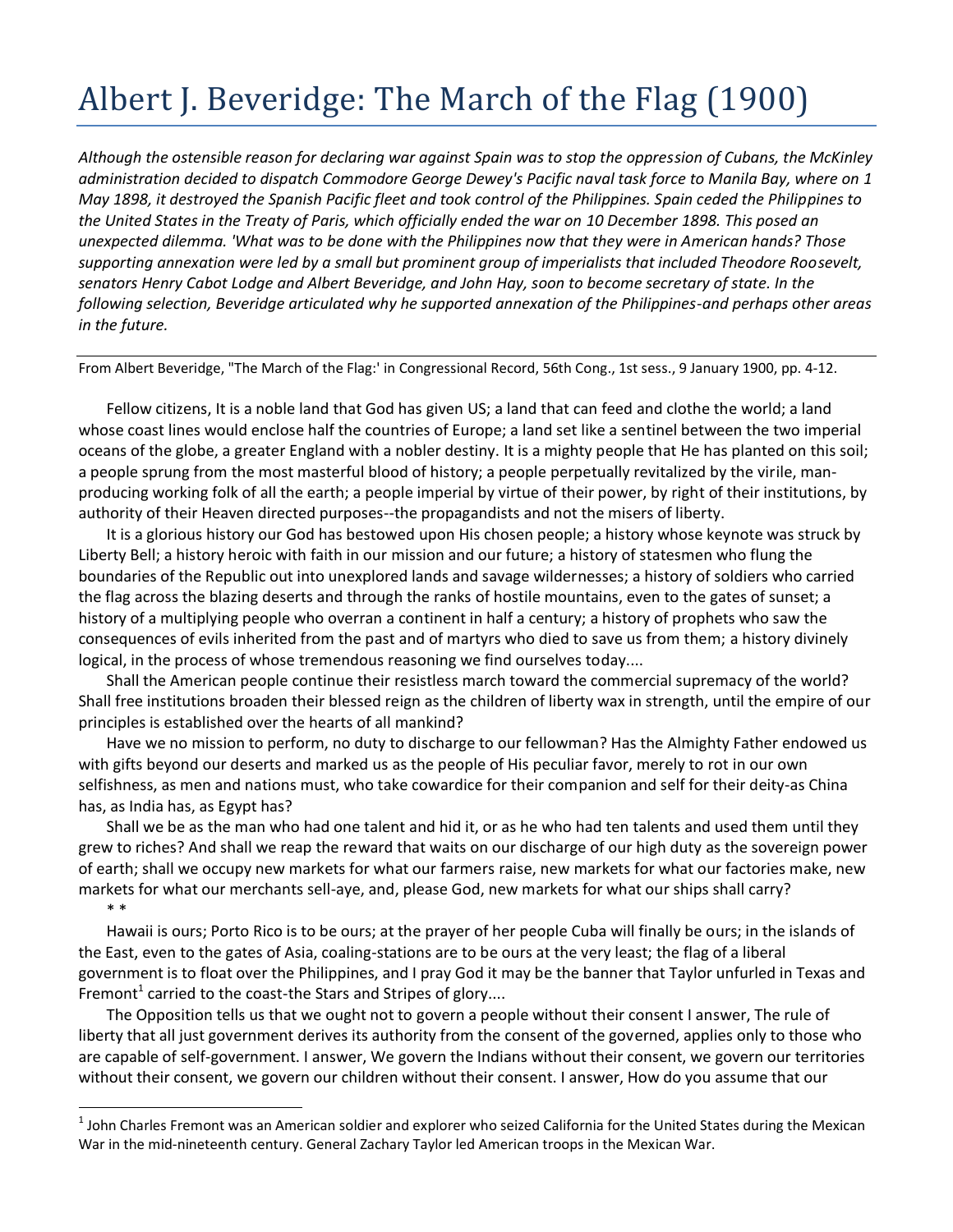# Albert J. Beveridge: The March of the Flag (1900)

*Although the ostensible reason for declaring war against Spain was to stop the oppression of Cubans, the McKinley administration decided to dispatch Commodore George Dewey's Pacific naval task force to Manila Bay, where on 1 May 1898, it destroyed the Spanish Pacific fleet and took control of the Philippines. Spain ceded the Philippines to the United States in the Treaty of Paris, which officially ended the war on 10 December 1898. This posed an unexpected dilemma. 'What was to be done with the Philippines now that they were in American hands? Those supporting annexation were led by a small but prominent group of imperialists that included Theodore Roosevelt, senators Henry Cabot Lodge and Albert Beveridge, and John Hay, soon to become secretary of state. In the following selection, Beveridge articulated why he supported annexation of the Philippines-and perhaps other areas in the future.*

---

From Albert Beveridge, "The March of the Flag:' in Congressional Record, 56th Cong., 1st sess., 9 January 1900, pp. 4-12.

Fellow citizens, It is a noble land that God has given US; a land that can feed and clothe the world; a land whose coast lines would enclose half the countries of Europe; a land set like a sentinel between the two imperial oceans of the globe, a greater England with a nobler destiny. It is a mighty people that He has planted on this soil; a people sprung from the most masterful blood of history; a people perpetually revitalized by the virile, man-producing working folk of all the earth; a people imperial by virtue of their power, by right of their institutions, by authority of their Heaven directed purposes--the propagandists and not the misers of liberty.

It is a glorious history our God has bestowed upon His chosen people; a history whose keynote was struck by Liberty Bell; a history heroic with faith in our mission and our future; a history of statesmen who flung the boundaries of the Republic out into unexplored lands and savage wildernesses; a history of soldiers who carried the flag across the blazing deserts and through the ranks of hostile mountains, even to the gates of sunset; a history of a multiplying people who overran a continent in half a century; a history of prophets who saw the consequences of evils inherited from the past and of martyrs who died to save us from them; a history divinely logical, in the process of whose tremendous reasoning we find ourselves today....

Shall the American people continue their resistless march toward the commercial supremacy of the world? Shall free institutions broaden their blessed reign as the children of liberty wax in strength, until the empire of our principles is established over the hearts of all mankind?

Have we no mission to perform, no duty to discharge to our fellowman? Has the Almighty Father endowed us with gifts beyond our deserts and marked us as the people of His peculiar favor, merely to rot in our own selfishness, as men and nations must, who take cowardice for their companion and self for their deity-as China has, as India has, as Egypt has?

Shall we be as the man who had one talent and hid it, or as he who had ten talents and used them until they grew to riches? And shall we reap the reward that waits on our discharge of our high duty as the sovereign power of earth; shall we occupy new markets for what our farmers raise, new markets for what our factories make, new markets for what our merchants sell-aye, and, please God, new markets for what our ships shall carry?

* *

Hawaii is ours; Porto Rico is to be ours; at the prayer of her people Cuba will finally be ours; in the islands of the East, even to the gates of Asia, coaling-stations are to be ours at the very least; the flag of a liberal government is to float over the Philippines, and I pray God it may be the banner that Taylor unfurled in Texas and Fremont[1] carried to the coast-the Stars and Stripes of glory....

The Opposition tells us that we ought not to govern a people without their consent I answer, The rule of liberty that all just government derives its authority from the consent of the governed, applies only to those who are capable of self-government. I answer, We govern the Indians without their consent, we govern our territories without their consent, we govern our children without their consent. I answer, How do you assume that our

---

[1] John Charles Fremont was an American soldier and explorer who seized California for the United States during the Mexican War in the mid-nineteenth century. General Zachary Taylor led American troops in the Mexican War.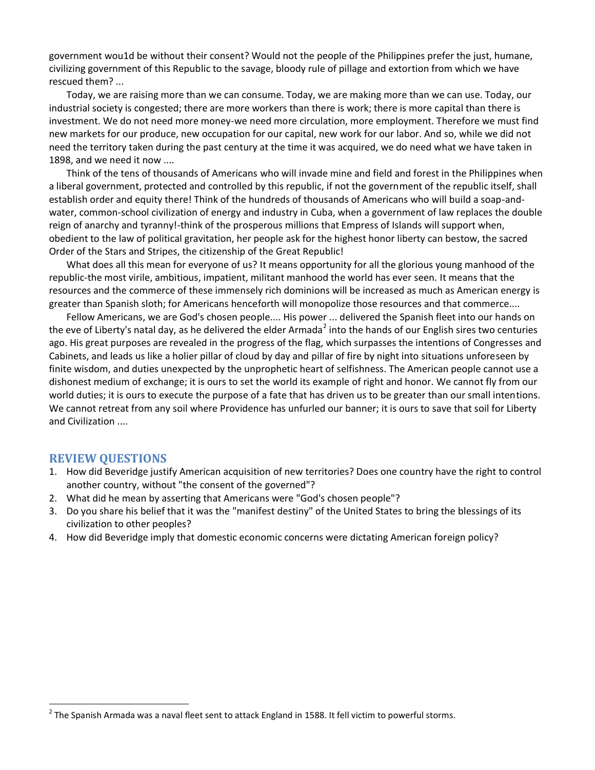government wou1d be without their consent? Would not the people of the Philippines prefer the just, humane, civilizing government of this Republic to the savage, bloody rule of pillage and extortion from which we have rescued them? ...

Today, we are raising more than we can consume. Today, we are making more than we can use. Today, our industrial society is congested; there are more workers than there is work; there is more capital than there is investment. We do not need more money-we need more circulation, more employment. Therefore we must find new markets for our produce, new occupation for our capital, new work for our labor. And so, while we did not need the territory taken during the past century at the time it was acquired, we do need what we have taken in 1898, and we need it now ....

Think of the tens of thousands of Americans who will invade mine and field and forest in the Philippines when a liberal government, protected and controlled by this republic, if not the government of the republic itself, shall establish order and equity there! Think of the hundreds of thousands of Americans who will build a soap-and-water, common-school civilization of energy and industry in Cuba, when a government of law replaces the double reign of anarchy and tyranny!-think of the prosperous millions that Empress of Islands will support when, obedient to the law of political gravitation, her people ask for the highest honor liberty can bestow, the sacred Order of the Stars and Stripes, the citizenship of the Great Republic!

What does all this mean for everyone of us? It means opportunity for all the glorious young manhood of the republic-the most virile, ambitious, impatient, militant manhood the world has ever seen. It means that the resources and the commerce of these immensely rich dominions will be increased as much as American energy is greater than Spanish sloth; for Americans henceforth will monopolize those resources and that commerce....

Fellow Americans, we are God's chosen people.... His power ... delivered the Spanish fleet into our hands on the eve of Liberty's natal day, as he delivered the elder Armada[2] into the hands of our English sires two centuries ago. His great purposes are revealed in the progress of the flag, which surpasses the intentions of Congresses and Cabinets, and leads us like a holier pillar of cloud by day and pillar of fire by night into situations unforeseen by finite wisdom, and duties unexpected by the unprophetic heart of selfishness. The American people cannot use a dishonest medium of exchange; it is ours to set the world its example of right and honor. We cannot fly from our world duties; it is ours to execute the purpose of a fate that has driven us to be greater than our small intentions. We cannot retreat from any soil where Providence has unfurled our banner; it is ours to save that soil for Liberty and Civilization ....

## REVIEW QUESTIONS

1. How did Beveridge justify American acquisition of new territories? Does one country have the right to control another country, without "the consent of the governed"?
2. What did he mean by asserting that Americans were "God's chosen people"?
3. Do you share his belief that it was the "manifest destiny" of the United States to bring the blessings of its civilization to other peoples?
4. How did Beveridge imply that domestic economic concerns were dictating American foreign policy?

[2] The Spanish Armada was a naval fleet sent to attack England in 1588. It fell victim to powerful storms.